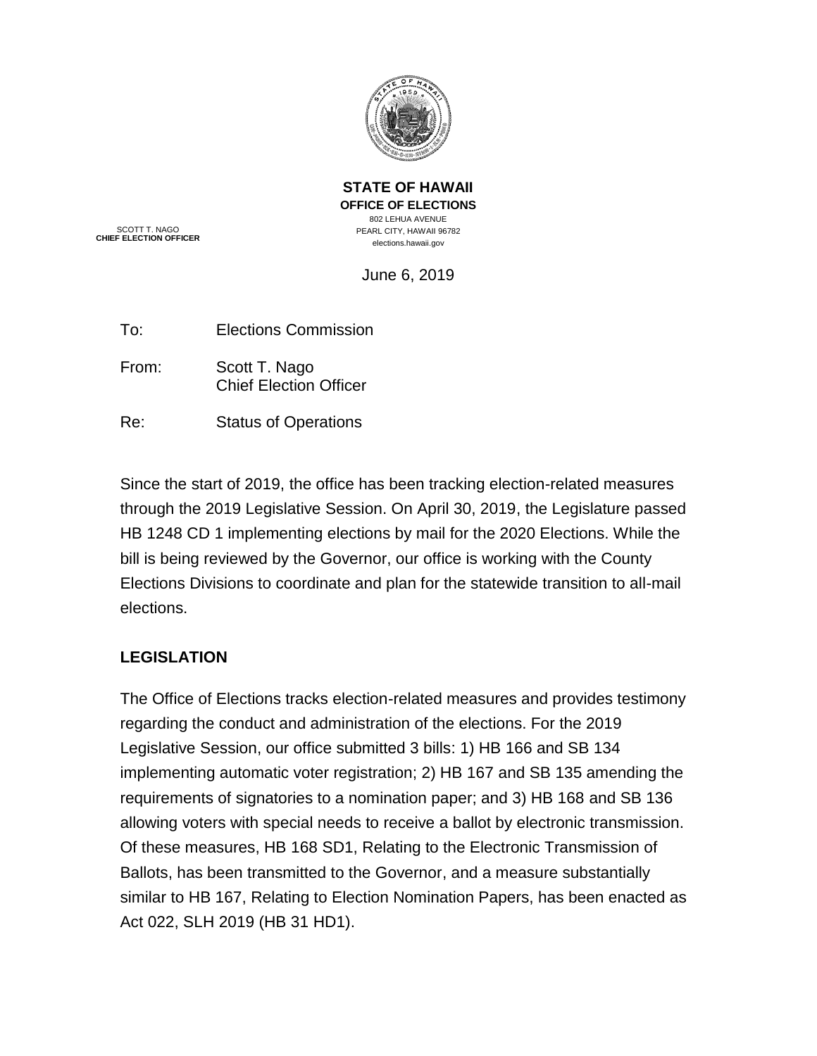**STATE OF HAWAII**
**OFFICE OF ELECTIONS**
802 LEHUA AVENUE
PEARL CITY, HAWAII 96782
elections.hawaii.gov

SCOTT T. NAGO
**CHIEF ELECTION OFFICER**

June 6, 2019

To: Elections Commission

From: Scott T. Nago
Chief Election Officer

Re: Status of Operations

Since the start of 2019, the office has been tracking election-related measures through the 2019 Legislative Session. On April 30, 2019, the Legislature passed HB 1248 CD 1 implementing elections by mail for the 2020 Elections. While the bill is being reviewed by the Governor, our office is working with the County Elections Divisions to coordinate and plan for the statewide transition to all-mail elections.

## LEGISLATION

The Office of Elections tracks election-related measures and provides testimony regarding the conduct and administration of the elections. For the 2019 Legislative Session, our office submitted 3 bills: 1) HB 166 and SB 134 implementing automatic voter registration; 2) HB 167 and SB 135 amending the requirements of signatories to a nomination paper; and 3) HB 168 and SB 136 allowing voters with special needs to receive a ballot by electronic transmission. Of these measures, HB 168 SD1, Relating to the Electronic Transmission of Ballots, has been transmitted to the Governor, and a measure substantially similar to HB 167, Relating to Election Nomination Papers, has been enacted as Act 022, SLH 2019 (HB 31 HD1).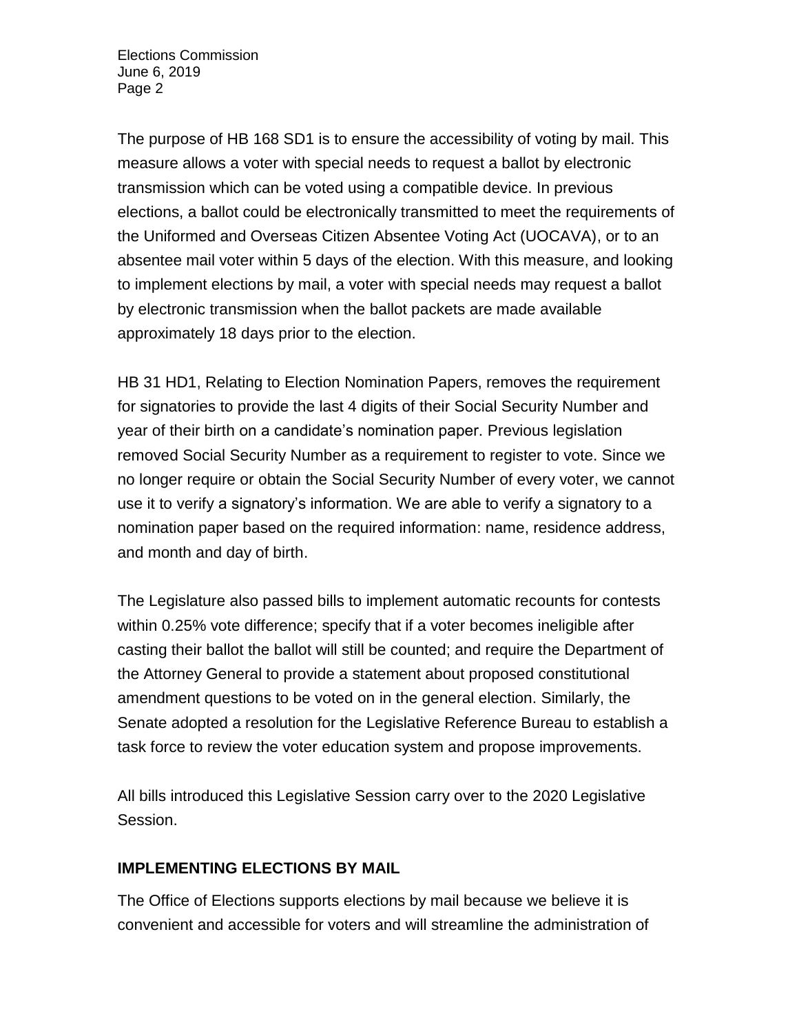The purpose of HB 168 SD1 is to ensure the accessibility of voting by mail. This measure allows a voter with special needs to request a ballot by electronic transmission which can be voted using a compatible device. In previous elections, a ballot could be electronically transmitted to meet the requirements of the Uniformed and Overseas Citizen Absentee Voting Act (UOCAVA), or to an absentee mail voter within 5 days of the election. With this measure, and looking to implement elections by mail, a voter with special needs may request a ballot by electronic transmission when the ballot packets are made available approximately 18 days prior to the election.

HB 31 HD1, Relating to Election Nomination Papers, removes the requirement for signatories to provide the last 4 digits of their Social Security Number and year of their birth on a candidate's nomination paper. Previous legislation removed Social Security Number as a requirement to register to vote. Since we no longer require or obtain the Social Security Number of every voter, we cannot use it to verify a signatory's information. We are able to verify a signatory to a nomination paper based on the required information: name, residence address, and month and day of birth.

The Legislature also passed bills to implement automatic recounts for contests within 0.25% vote difference; specify that if a voter becomes ineligible after casting their ballot the ballot will still be counted; and require the Department of the Attorney General to provide a statement about proposed constitutional amendment questions to be voted on in the general election. Similarly, the Senate adopted a resolution for the Legislative Reference Bureau to establish a task force to review the voter education system and propose improvements.

All bills introduced this Legislative Session carry over to the 2020 Legislative Session.

## IMPLEMENTING ELECTIONS BY MAIL

The Office of Elections supports elections by mail because we believe it is convenient and accessible for voters and will streamline the administration of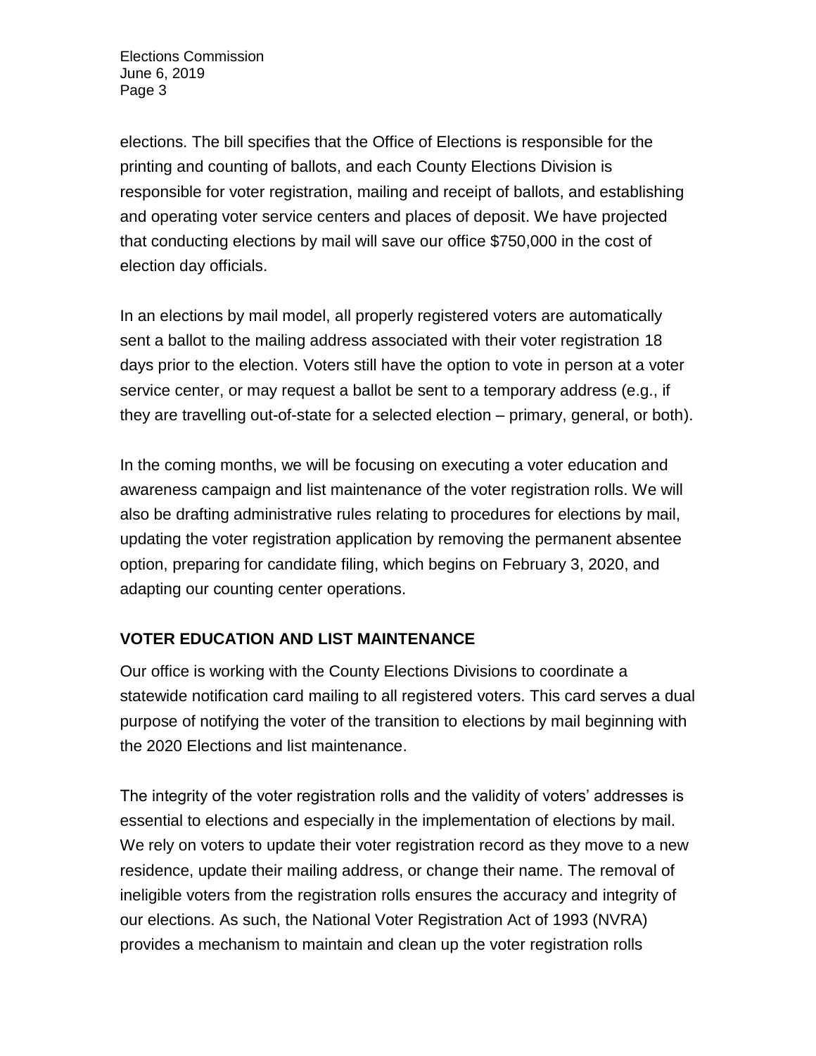elections. The bill specifies that the Office of Elections is responsible for the printing and counting of ballots, and each County Elections Division is responsible for voter registration, mailing and receipt of ballots, and establishing and operating voter service centers and places of deposit. We have projected that conducting elections by mail will save our office $750,000 in the cost of election day officials.

In an elections by mail model, all properly registered voters are automatically sent a ballot to the mailing address associated with their voter registration 18 days prior to the election. Voters still have the option to vote in person at a voter service center, or may request a ballot be sent to a temporary address (e.g., if they are travelling out-of-state for a selected election – primary, general, or both).

In the coming months, we will be focusing on executing a voter education and awareness campaign and list maintenance of the voter registration rolls. We will also be drafting administrative rules relating to procedures for elections by mail, updating the voter registration application by removing the permanent absentee option, preparing for candidate filing, which begins on February 3, 2020, and adapting our counting center operations.

## VOTER EDUCATION AND LIST MAINTENANCE

Our office is working with the County Elections Divisions to coordinate a statewide notification card mailing to all registered voters. This card serves a dual purpose of notifying the voter of the transition to elections by mail beginning with the 2020 Elections and list maintenance.

The integrity of the voter registration rolls and the validity of voters' addresses is essential to elections and especially in the implementation of elections by mail. We rely on voters to update their voter registration record as they move to a new residence, update their mailing address, or change their name. The removal of ineligible voters from the registration rolls ensures the accuracy and integrity of our elections. As such, the National Voter Registration Act of 1993 (NVRA) provides a mechanism to maintain and clean up the voter registration rolls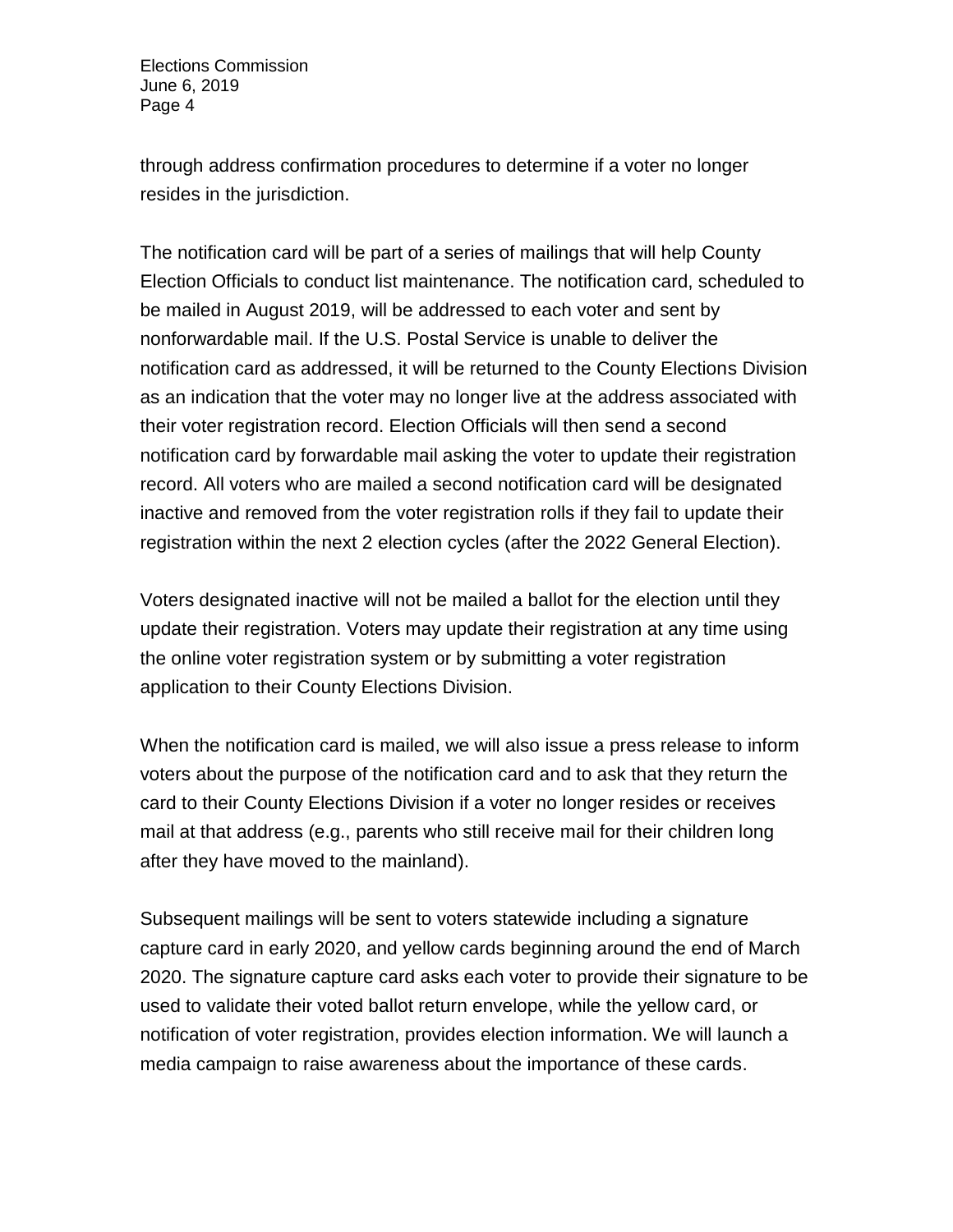through address confirmation procedures to determine if a voter no longer resides in the jurisdiction.

The notification card will be part of a series of mailings that will help County Election Officials to conduct list maintenance. The notification card, scheduled to be mailed in August 2019, will be addressed to each voter and sent by nonforwardable mail. If the U.S. Postal Service is unable to deliver the notification card as addressed, it will be returned to the County Elections Division as an indication that the voter may no longer live at the address associated with their voter registration record. Election Officials will then send a second notification card by forwardable mail asking the voter to update their registration record. All voters who are mailed a second notification card will be designated inactive and removed from the voter registration rolls if they fail to update their registration within the next 2 election cycles (after the 2022 General Election).

Voters designated inactive will not be mailed a ballot for the election until they update their registration. Voters may update their registration at any time using the online voter registration system or by submitting a voter registration application to their County Elections Division.

When the notification card is mailed, we will also issue a press release to inform voters about the purpose of the notification card and to ask that they return the card to their County Elections Division if a voter no longer resides or receives mail at that address (e.g., parents who still receive mail for their children long after they have moved to the mainland).

Subsequent mailings will be sent to voters statewide including a signature capture card in early 2020, and yellow cards beginning around the end of March 2020. The signature capture card asks each voter to provide their signature to be used to validate their voted ballot return envelope, while the yellow card, or notification of voter registration, provides election information. We will launch a media campaign to raise awareness about the importance of these cards.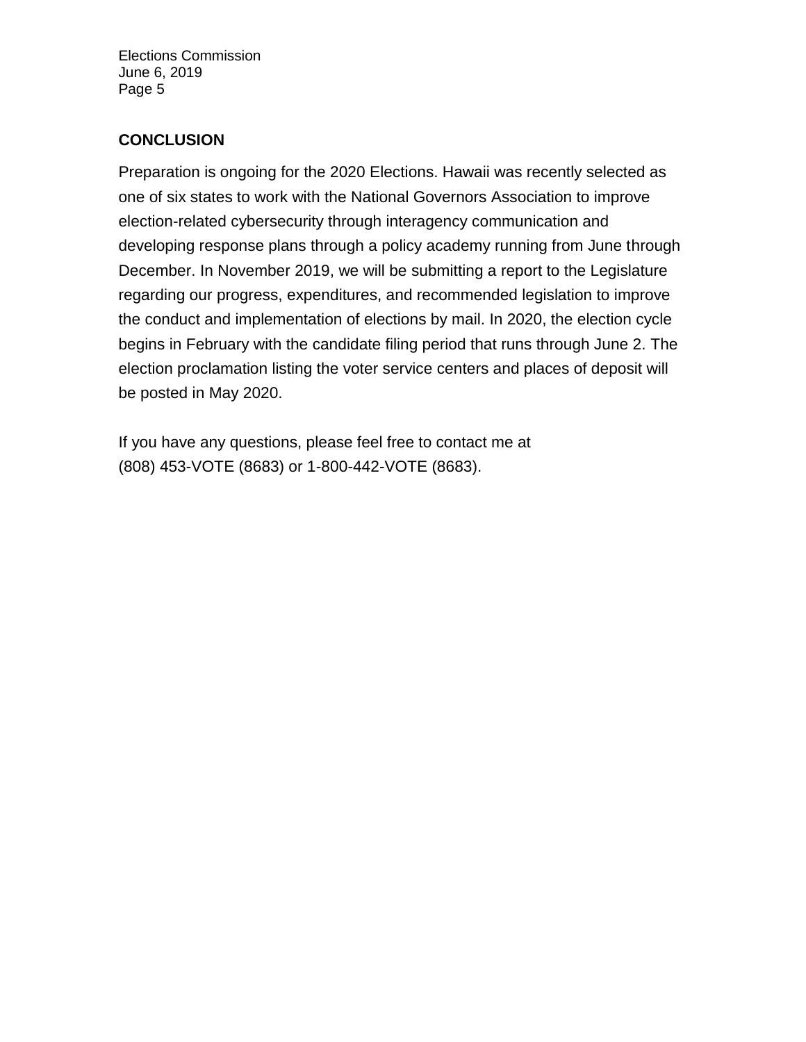## CONCLUSION

Preparation is ongoing for the 2020 Elections. Hawaii was recently selected as one of six states to work with the National Governors Association to improve election-related cybersecurity through interagency communication and developing response plans through a policy academy running from June through December. In November 2019, we will be submitting a report to the Legislature regarding our progress, expenditures, and recommended legislation to improve the conduct and implementation of elections by mail. In 2020, the election cycle begins in February with the candidate filing period that runs through June 2. The election proclamation listing the voter service centers and places of deposit will be posted in May 2020.

If you have any questions, please feel free to contact me at (808) 453-VOTE (8683) or 1-800-442-VOTE (8683).